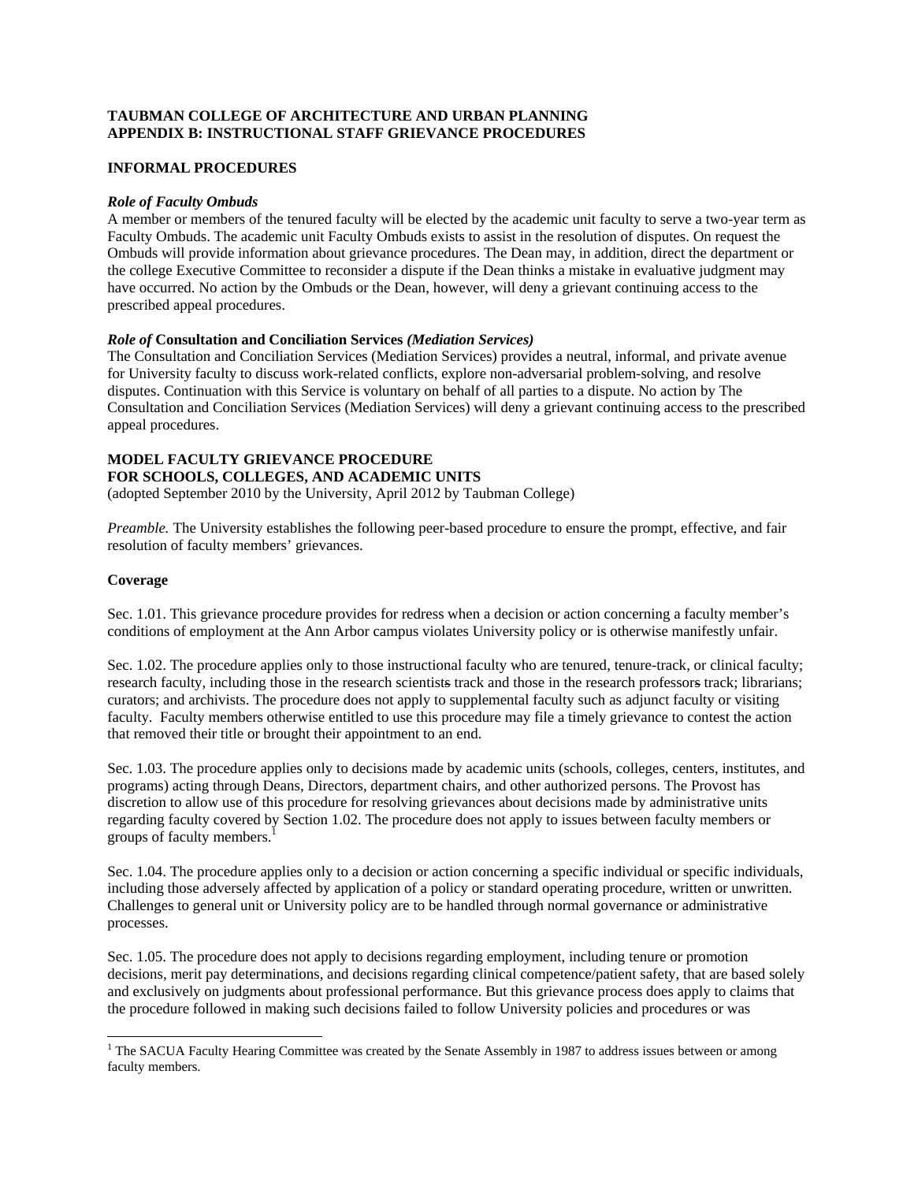**TAUBMAN COLLEGE OF ARCHITECTURE AND URBAN PLANNING**
**APPENDIX B: INSTRUCTIONAL STAFF GRIEVANCE PROCEDURES**

**INFORMAL PROCEDURES**

***Role of Faculty Ombuds***

A member or members of the tenured faculty will be elected by the academic unit faculty to serve a two-year term as Faculty Ombuds. The academic unit Faculty Ombuds exists to assist in the resolution of disputes. On request the Ombuds will provide information about grievance procedures. The Dean may, in addition, direct the department or the college Executive Committee to reconsider a dispute if the Dean thinks a mistake in evaluative judgment may have occurred. No action by the Ombuds or the Dean, however, will deny a grievant continuing access to the prescribed appeal procedures.

***Role of* Consultation and Conciliation Services *(Mediation Services)***

The Consultation and Conciliation Services (Mediation Services) provides a neutral, informal, and private avenue for University faculty to discuss work-related conflicts, explore non-adversarial problem-solving, and resolve disputes. Continuation with this Service is voluntary on behalf of all parties to a dispute. No action by The Consultation and Conciliation Services (Mediation Services) will deny a grievant continuing access to the prescribed appeal procedures.

**MODEL FACULTY GRIEVANCE PROCEDURE**
**FOR SCHOOLS, COLLEGES, AND ACADEMIC UNITS**
(adopted September 2010 by the University, April 2012 by Taubman College)

*Preamble.* The University establishes the following peer-based procedure to ensure the prompt, effective, and fair resolution of faculty members' grievances.

**Coverage**

Sec. 1.01. This grievance procedure provides for redress when a decision or action concerning a faculty member's conditions of employment at the Ann Arbor campus violates University policy or is otherwise manifestly unfair.

Sec. 1.02. The procedure applies only to those instructional faculty who are tenured, tenure-track, or clinical faculty; research faculty, including those in the research scientists track and those in the research professors track; librarians; curators; and archivists. The procedure does not apply to supplemental faculty such as adjunct faculty or visiting faculty. Faculty members otherwise entitled to use this procedure may file a timely grievance to contest the action that removed their title or brought their appointment to an end.

Sec. 1.03. The procedure applies only to decisions made by academic units (schools, colleges, centers, institutes, and programs) acting through Deans, Directors, department chairs, and other authorized persons. The Provost has discretion to allow use of this procedure for resolving grievances about decisions made by administrative units regarding faculty covered by Section 1.02. The procedure does not apply to issues between faculty members or groups of faculty members.[1]

Sec. 1.04. The procedure applies only to a decision or action concerning a specific individual or specific individuals, including those adversely affected by application of a policy or standard operating procedure, written or unwritten. Challenges to general unit or University policy are to be handled through normal governance or administrative processes.

Sec. 1.05. The procedure does not apply to decisions regarding employment, including tenure or promotion decisions, merit pay determinations, and decisions regarding clinical competence/patient safety, that are based solely and exclusively on judgments about professional performance. But this grievance process does apply to claims that the procedure followed in making such decisions failed to follow University policies and procedures or was

[1] The SACUA Faculty Hearing Committee was created by the Senate Assembly in 1987 to address issues between or among faculty members.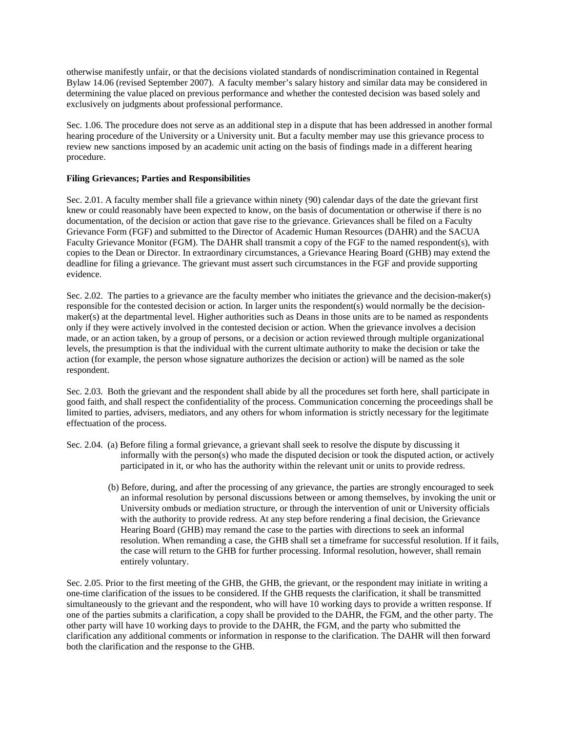otherwise manifestly unfair, or that the decisions violated standards of nondiscrimination contained in Regental Bylaw 14.06 (revised September 2007). A faculty member's salary history and similar data may be considered in determining the value placed on previous performance and whether the contested decision was based solely and exclusively on judgments about professional performance.

Sec. 1.06. The procedure does not serve as an additional step in a dispute that has been addressed in another formal hearing procedure of the University or a University unit. But a faculty member may use this grievance process to review new sanctions imposed by an academic unit acting on the basis of findings made in a different hearing procedure.

**Filing Grievances; Parties and Responsibilities**

Sec. 2.01. A faculty member shall file a grievance within ninety (90) calendar days of the date the grievant first knew or could reasonably have been expected to know, on the basis of documentation or otherwise if there is no documentation, of the decision or action that gave rise to the grievance. Grievances shall be filed on a Faculty Grievance Form (FGF) and submitted to the Director of Academic Human Resources (DAHR) and the SACUA Faculty Grievance Monitor (FGM). The DAHR shall transmit a copy of the FGF to the named respondent(s), with copies to the Dean or Director. In extraordinary circumstances, a Grievance Hearing Board (GHB) may extend the deadline for filing a grievance. The grievant must assert such circumstances in the FGF and provide supporting evidence.

Sec. 2.02. The parties to a grievance are the faculty member who initiates the grievance and the decision-maker(s) responsible for the contested decision or action. In larger units the respondent(s) would normally be the decision-maker(s) at the departmental level. Higher authorities such as Deans in those units are to be named as respondents only if they were actively involved in the contested decision or action. When the grievance involves a decision made, or an action taken, by a group of persons, or a decision or action reviewed through multiple organizational levels, the presumption is that the individual with the current ultimate authority to make the decision or take the action (for example, the person whose signature authorizes the decision or action) will be named as the sole respondent.

Sec. 2.03. Both the grievant and the respondent shall abide by all the procedures set forth here, shall participate in good faith, and shall respect the confidentiality of the process. Communication concerning the proceedings shall be limited to parties, advisers, mediators, and any others for whom information is strictly necessary for the legitimate effectuation of the process.

Sec. 2.04. (a) Before filing a formal grievance, a grievant shall seek to resolve the dispute by discussing it informally with the person(s) who made the disputed decision or took the disputed action, or actively participated in it, or who has the authority within the relevant unit or units to provide redress.

(b) Before, during, and after the processing of any grievance, the parties are strongly encouraged to seek an informal resolution by personal discussions between or among themselves, by invoking the unit or University ombuds or mediation structure, or through the intervention of unit or University officials with the authority to provide redress. At any step before rendering a final decision, the Grievance Hearing Board (GHB) may remand the case to the parties with directions to seek an informal resolution. When remanding a case, the GHB shall set a timeframe for successful resolution. If it fails, the case will return to the GHB for further processing. Informal resolution, however, shall remain entirely voluntary.

Sec. 2.05. Prior to the first meeting of the GHB, the GHB, the grievant, or the respondent may initiate in writing a one-time clarification of the issues to be considered. If the GHB requests the clarification, it shall be transmitted simultaneously to the grievant and the respondent, who will have 10 working days to provide a written response. If one of the parties submits a clarification, a copy shall be provided to the DAHR, the FGM, and the other party. The other party will have 10 working days to provide to the DAHR, the FGM, and the party who submitted the clarification any additional comments or information in response to the clarification. The DAHR will then forward both the clarification and the response to the GHB.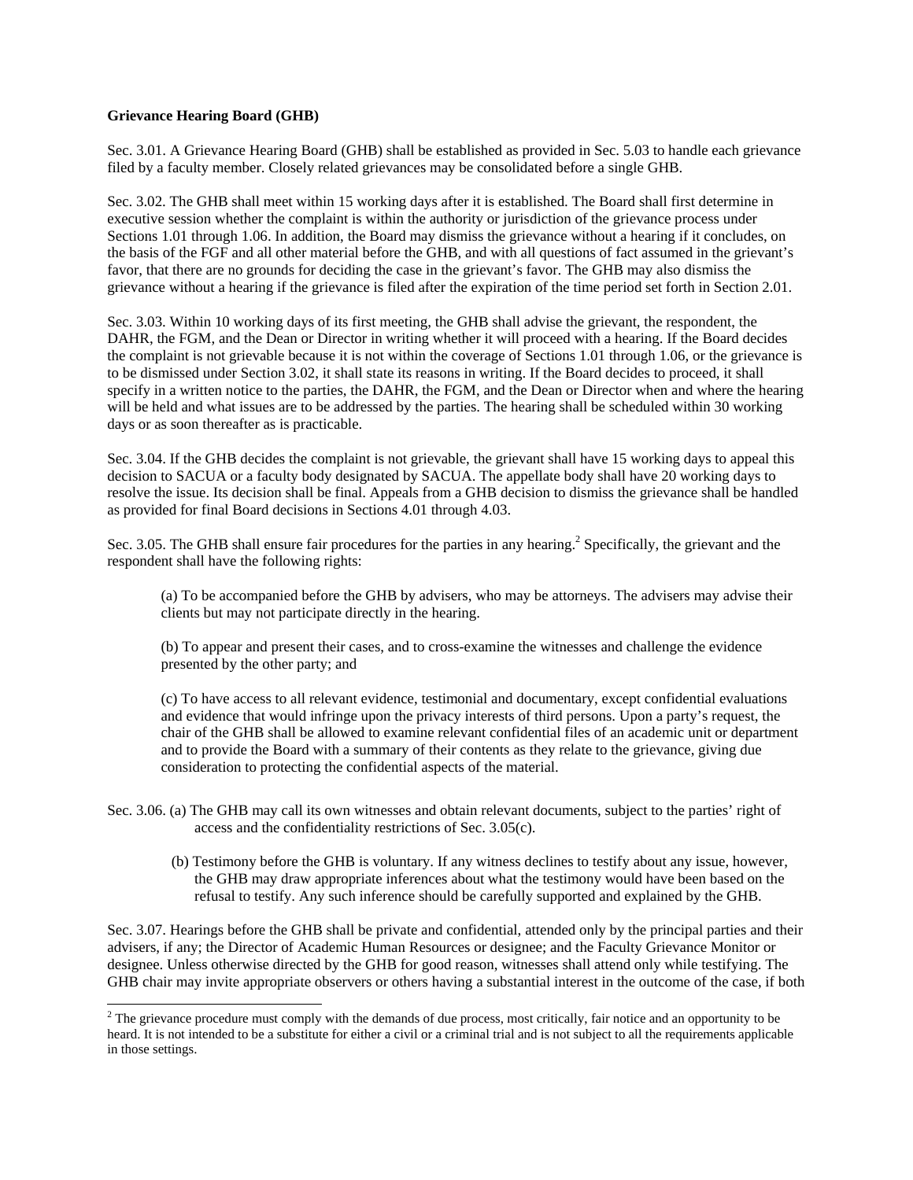**Grievance Hearing Board (GHB)**

Sec. 3.01. A Grievance Hearing Board (GHB) shall be established as provided in Sec. 5.03 to handle each grievance filed by a faculty member. Closely related grievances may be consolidated before a single GHB.

Sec. 3.02. The GHB shall meet within 15 working days after it is established. The Board shall first determine in executive session whether the complaint is within the authority or jurisdiction of the grievance process under Sections 1.01 through 1.06. In addition, the Board may dismiss the grievance without a hearing if it concludes, on the basis of the FGF and all other material before the GHB, and with all questions of fact assumed in the grievant's favor, that there are no grounds for deciding the case in the grievant's favor. The GHB may also dismiss the grievance without a hearing if the grievance is filed after the expiration of the time period set forth in Section 2.01.

Sec. 3.03. Within 10 working days of its first meeting, the GHB shall advise the grievant, the respondent, the DAHR, the FGM, and the Dean or Director in writing whether it will proceed with a hearing. If the Board decides the complaint is not grievable because it is not within the coverage of Sections 1.01 through 1.06, or the grievance is to be dismissed under Section 3.02, it shall state its reasons in writing. If the Board decides to proceed, it shall specify in a written notice to the parties, the DAHR, the FGM, and the Dean or Director when and where the hearing will be held and what issues are to be addressed by the parties. The hearing shall be scheduled within 30 working days or as soon thereafter as is practicable.

Sec. 3.04. If the GHB decides the complaint is not grievable, the grievant shall have 15 working days to appeal this decision to SACUA or a faculty body designated by SACUA. The appellate body shall have 20 working days to resolve the issue. Its decision shall be final. Appeals from a GHB decision to dismiss the grievance shall be handled as provided for final Board decisions in Sections 4.01 through 4.03.

Sec. 3.05. The GHB shall ensure fair procedures for the parties in any hearing.[2] Specifically, the grievant and the respondent shall have the following rights:

> (a) To be accompanied before the GHB by advisers, who may be attorneys. The advisers may advise their clients but may not participate directly in the hearing.
>
> (b) To appear and present their cases, and to cross-examine the witnesses and challenge the evidence presented by the other party; and
>
> (c) To have access to all relevant evidence, testimonial and documentary, except confidential evaluations and evidence that would infringe upon the privacy interests of third persons. Upon a party's request, the chair of the GHB shall be allowed to examine relevant confidential files of an academic unit or department and to provide the Board with a summary of their contents as they relate to the grievance, giving due consideration to protecting the confidential aspects of the material.

Sec. 3.06. (a) The GHB may call its own witnesses and obtain relevant documents, subject to the parties' right of access and the confidentiality restrictions of Sec. 3.05(c).

> (b) Testimony before the GHB is voluntary. If any witness declines to testify about any issue, however, the GHB may draw appropriate inferences about what the testimony would have been based on the refusal to testify. Any such inference should be carefully supported and explained by the GHB.

Sec. 3.07. Hearings before the GHB shall be private and confidential, attended only by the principal parties and their advisers, if any; the Director of Academic Human Resources or designee; and the Faculty Grievance Monitor or designee. Unless otherwise directed by the GHB for good reason, witnesses shall attend only while testifying. The GHB chair may invite appropriate observers or others having a substantial interest in the outcome of the case, if both

---

[2] The grievance procedure must comply with the demands of due process, most critically, fair notice and an opportunity to be heard. It is not intended to be a substitute for either a civil or a criminal trial and is not subject to all the requirements applicable in those settings.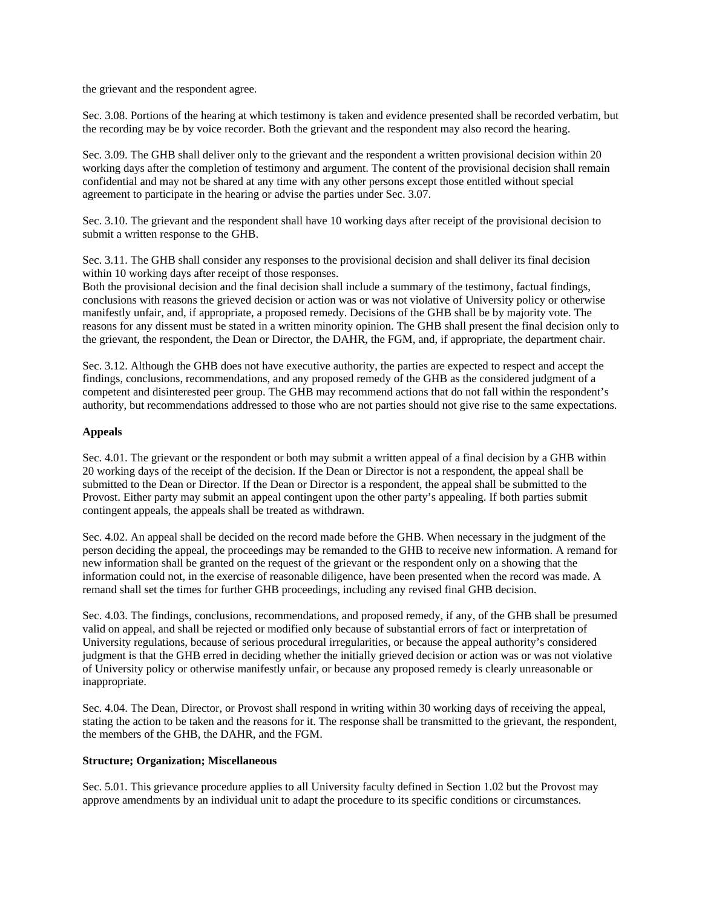the grievant and the respondent agree.

Sec. 3.08. Portions of the hearing at which testimony is taken and evidence presented shall be recorded verbatim, but the recording may be by voice recorder. Both the grievant and the respondent may also record the hearing.

Sec. 3.09. The GHB shall deliver only to the grievant and the respondent a written provisional decision within 20 working days after the completion of testimony and argument. The content of the provisional decision shall remain confidential and may not be shared at any time with any other persons except those entitled without special agreement to participate in the hearing or advise the parties under Sec. 3.07.

Sec. 3.10. The grievant and the respondent shall have 10 working days after receipt of the provisional decision to submit a written response to the GHB.

Sec. 3.11. The GHB shall consider any responses to the provisional decision and shall deliver its final decision within 10 working days after receipt of those responses.
Both the provisional decision and the final decision shall include a summary of the testimony, factual findings, conclusions with reasons the grieved decision or action was or was not violative of University policy or otherwise manifestly unfair, and, if appropriate, a proposed remedy. Decisions of the GHB shall be by majority vote. The reasons for any dissent must be stated in a written minority opinion. The GHB shall present the final decision only to the grievant, the respondent, the Dean or Director, the DAHR, the FGM, and, if appropriate, the department chair.

Sec. 3.12. Although the GHB does not have executive authority, the parties are expected to respect and accept the findings, conclusions, recommendations, and any proposed remedy of the GHB as the considered judgment of a competent and disinterested peer group. The GHB may recommend actions that do not fall within the respondent's authority, but recommendations addressed to those who are not parties should not give rise to the same expectations.

**Appeals**

Sec. 4.01. The grievant or the respondent or both may submit a written appeal of a final decision by a GHB within 20 working days of the receipt of the decision. If the Dean or Director is not a respondent, the appeal shall be submitted to the Dean or Director. If the Dean or Director is a respondent, the appeal shall be submitted to the Provost. Either party may submit an appeal contingent upon the other party's appealing. If both parties submit contingent appeals, the appeals shall be treated as withdrawn.

Sec. 4.02. An appeal shall be decided on the record made before the GHB. When necessary in the judgment of the person deciding the appeal, the proceedings may be remanded to the GHB to receive new information. A remand for new information shall be granted on the request of the grievant or the respondent only on a showing that the information could not, in the exercise of reasonable diligence, have been presented when the record was made. A remand shall set the times for further GHB proceedings, including any revised final GHB decision.

Sec. 4.03. The findings, conclusions, recommendations, and proposed remedy, if any, of the GHB shall be presumed valid on appeal, and shall be rejected or modified only because of substantial errors of fact or interpretation of University regulations, because of serious procedural irregularities, or because the appeal authority's considered judgment is that the GHB erred in deciding whether the initially grieved decision or action was or was not violative of University policy or otherwise manifestly unfair, or because any proposed remedy is clearly unreasonable or inappropriate.

Sec. 4.04. The Dean, Director, or Provost shall respond in writing within 30 working days of receiving the appeal, stating the action to be taken and the reasons for it. The response shall be transmitted to the grievant, the respondent, the members of the GHB, the DAHR, and the FGM.

**Structure; Organization; Miscellaneous**

Sec. 5.01. This grievance procedure applies to all University faculty defined in Section 1.02 but the Provost may approve amendments by an individual unit to adapt the procedure to its specific conditions or circumstances.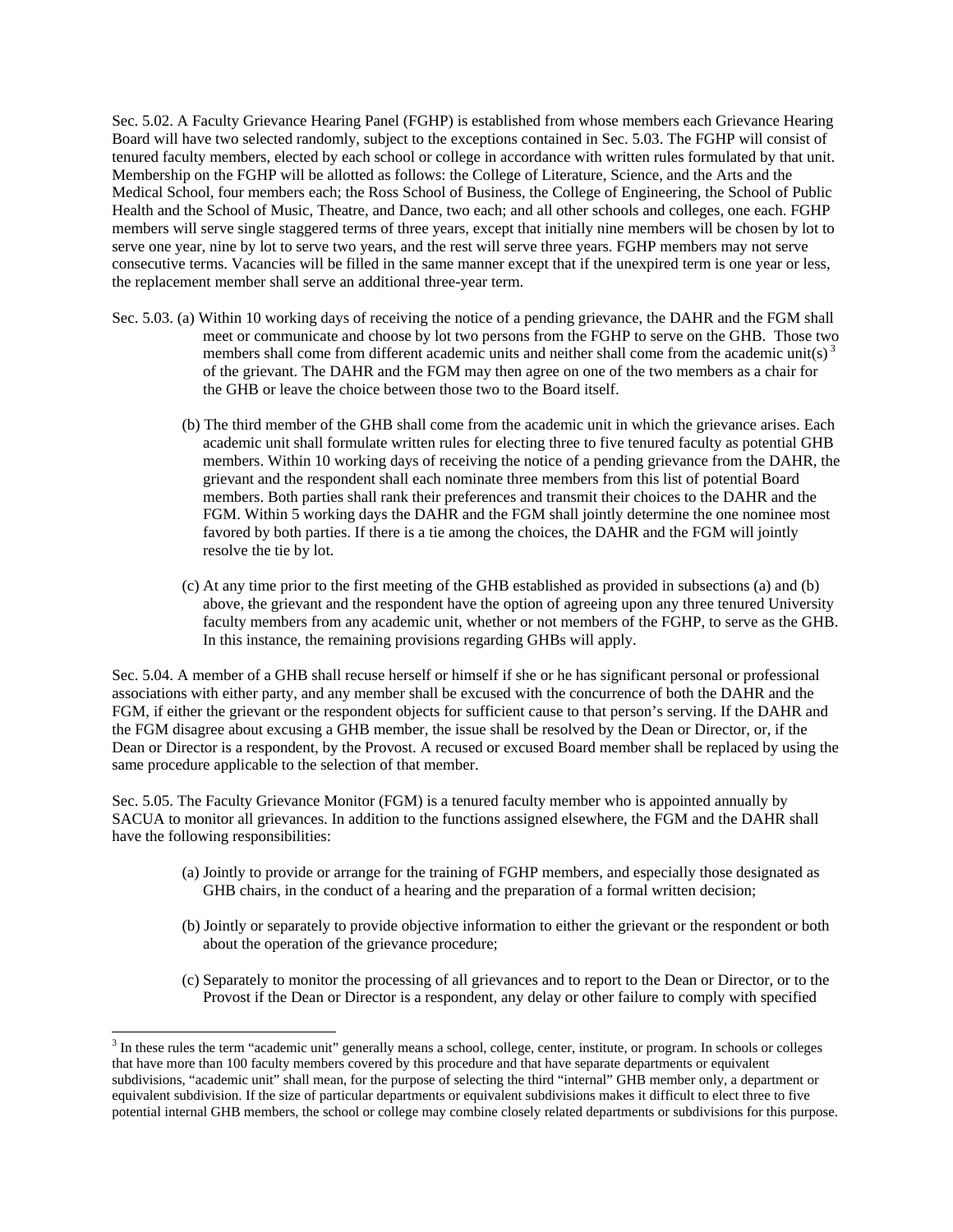Sec. 5.02. A Faculty Grievance Hearing Panel (FGHP) is established from whose members each Grievance Hearing Board will have two selected randomly, subject to the exceptions contained in Sec. 5.03. The FGHP will consist of tenured faculty members, elected by each school or college in accordance with written rules formulated by that unit. Membership on the FGHP will be allotted as follows: the College of Literature, Science, and the Arts and the Medical School, four members each; the Ross School of Business, the College of Engineering, the School of Public Health and the School of Music, Theatre, and Dance, two each; and all other schools and colleges, one each. FGHP members will serve single staggered terms of three years, except that initially nine members will be chosen by lot to serve one year, nine by lot to serve two years, and the rest will serve three years. FGHP members may not serve consecutive terms. Vacancies will be filled in the same manner except that if the unexpired term is one year or less, the replacement member shall serve an additional three-year term.

Sec. 5.03. (a) Within 10 working days of receiving the notice of a pending grievance, the DAHR and the FGM shall meet or communicate and choose by lot two persons from the FGHP to serve on the GHB. Those two members shall come from different academic units and neither shall come from the academic unit(s) [3] of the grievant. The DAHR and the FGM may then agree on one of the two members as a chair for the GHB or leave the choice between those two to the Board itself.

(b) The third member of the GHB shall come from the academic unit in which the grievance arises. Each academic unit shall formulate written rules for electing three to five tenured faculty as potential GHB members. Within 10 working days of receiving the notice of a pending grievance from the DAHR, the grievant and the respondent shall each nominate three members from this list of potential Board members. Both parties shall rank their preferences and transmit their choices to the DAHR and the FGM. Within 5 working days the DAHR and the FGM shall jointly determine the one nominee most favored by both parties. If there is a tie among the choices, the DAHR and the FGM will jointly resolve the tie by lot.

(c) At any time prior to the first meeting of the GHB established as provided in subsections (a) and (b) above, the grievant and the respondent have the option of agreeing upon any three tenured University faculty members from any academic unit, whether or not members of the FGHP, to serve as the GHB. In this instance, the remaining provisions regarding GHBs will apply.

Sec. 5.04. A member of a GHB shall recuse herself or himself if she or he has significant personal or professional associations with either party, and any member shall be excused with the concurrence of both the DAHR and the FGM, if either the grievant or the respondent objects for sufficient cause to that person's serving. If the DAHR and the FGM disagree about excusing a GHB member, the issue shall be resolved by the Dean or Director, or, if the Dean or Director is a respondent, by the Provost. A recused or excused Board member shall be replaced by using the same procedure applicable to the selection of that member.

Sec. 5.05. The Faculty Grievance Monitor (FGM) is a tenured faculty member who is appointed annually by SACUA to monitor all grievances. In addition to the functions assigned elsewhere, the FGM and the DAHR shall have the following responsibilities:

(a) Jointly to provide or arrange for the training of FGHP members, and especially those designated as GHB chairs, in the conduct of a hearing and the preparation of a formal written decision;

(b) Jointly or separately to provide objective information to either the grievant or the respondent or both about the operation of the grievance procedure;

(c) Separately to monitor the processing of all grievances and to report to the Dean or Director, or to the Provost if the Dean or Director is a respondent, any delay or other failure to comply with specified

[3] In these rules the term "academic unit" generally means a school, college, center, institute, or program. In schools or colleges that have more than 100 faculty members covered by this procedure and that have separate departments or equivalent subdivisions, "academic unit" shall mean, for the purpose of selecting the third "internal" GHB member only, a department or equivalent subdivision. If the size of particular departments or equivalent subdivisions makes it difficult to elect three to five potential internal GHB members, the school or college may combine closely related departments or subdivisions for this purpose.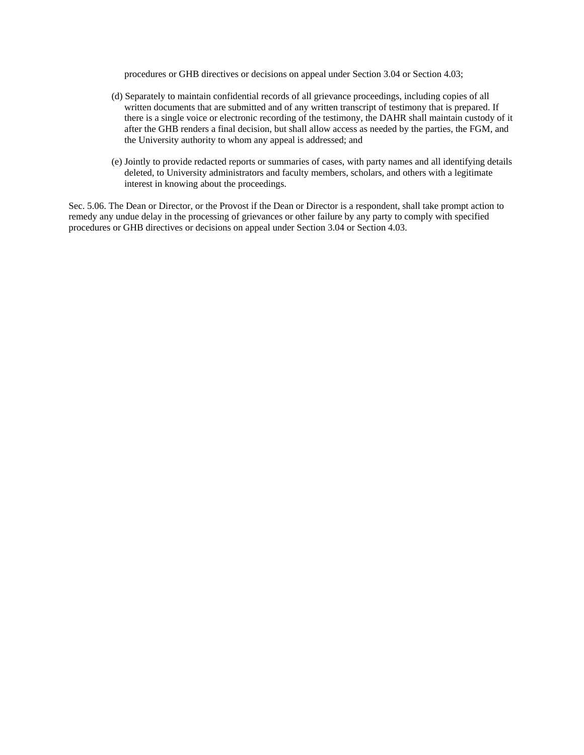procedures or GHB directives or decisions on appeal under Section 3.04 or Section 4.03;

(d) Separately to maintain confidential records of all grievance proceedings, including copies of all written documents that are submitted and of any written transcript of testimony that is prepared. If there is a single voice or electronic recording of the testimony, the DAHR shall maintain custody of it after the GHB renders a final decision, but shall allow access as needed by the parties, the FGM, and the University authority to whom any appeal is addressed; and

(e) Jointly to provide redacted reports or summaries of cases, with party names and all identifying details deleted, to University administrators and faculty members, scholars, and others with a legitimate interest in knowing about the proceedings.

Sec. 5.06. The Dean or Director, or the Provost if the Dean or Director is a respondent, shall take prompt action to remedy any undue delay in the processing of grievances or other failure by any party to comply with specified procedures or GHB directives or decisions on appeal under Section 3.04 or Section 4.03.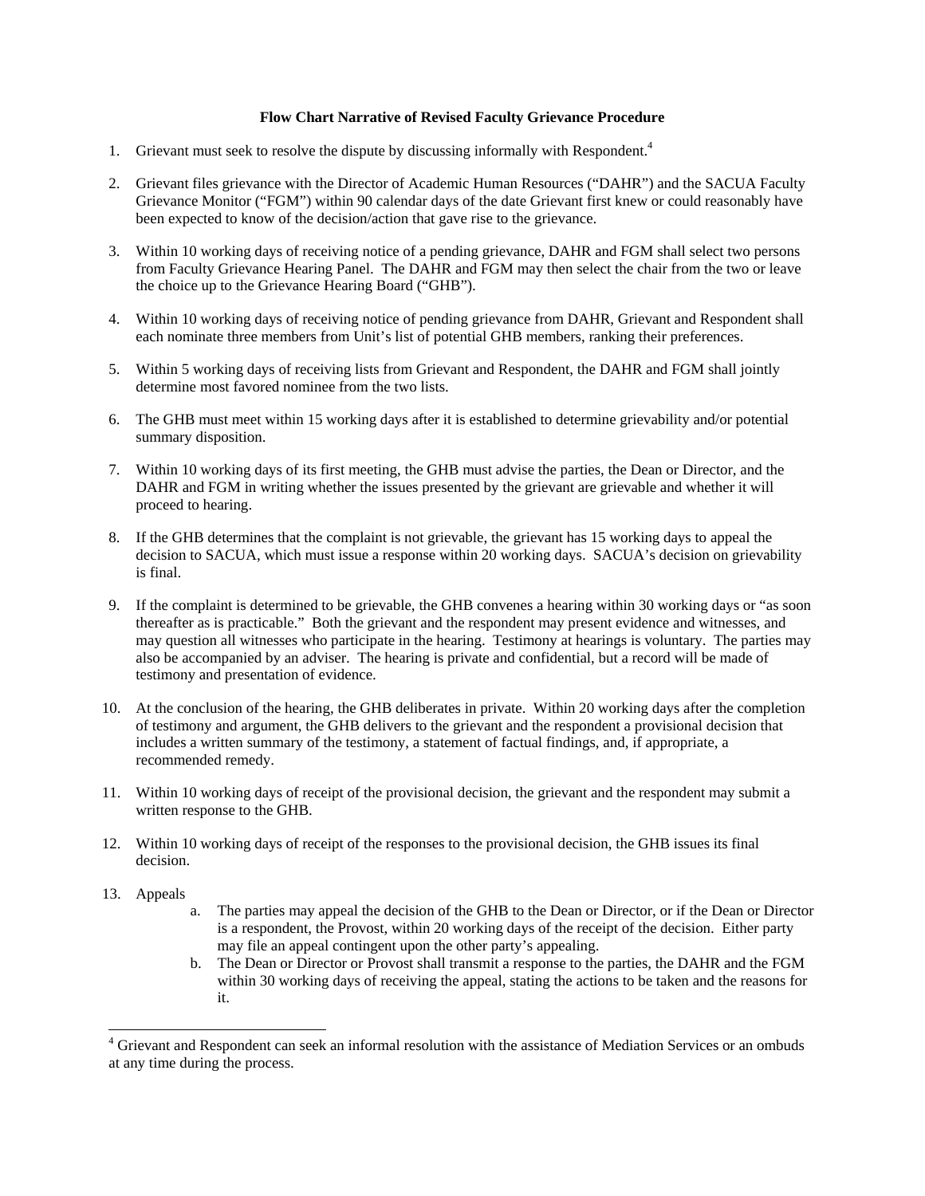**Flow Chart Narrative of Revised Faculty Grievance Procedure**

1. Grievant must seek to resolve the dispute by discussing informally with Respondent.[4]

2. Grievant files grievance with the Director of Academic Human Resources ("DAHR") and the SACUA Faculty Grievance Monitor ("FGM") within 90 calendar days of the date Grievant first knew or could reasonably have been expected to know of the decision/action that gave rise to the grievance.

3. Within 10 working days of receiving notice of a pending grievance, DAHR and FGM shall select two persons from Faculty Grievance Hearing Panel. The DAHR and FGM may then select the chair from the two or leave the choice up to the Grievance Hearing Board ("GHB").

4. Within 10 working days of receiving notice of pending grievance from DAHR, Grievant and Respondent shall each nominate three members from Unit's list of potential GHB members, ranking their preferences.

5. Within 5 working days of receiving lists from Grievant and Respondent, the DAHR and FGM shall jointly determine most favored nominee from the two lists.

6. The GHB must meet within 15 working days after it is established to determine grievability and/or potential summary disposition.

7. Within 10 working days of its first meeting, the GHB must advise the parties, the Dean or Director, and the DAHR and FGM in writing whether the issues presented by the grievant are grievable and whether it will proceed to hearing.

8. If the GHB determines that the complaint is not grievable, the grievant has 15 working days to appeal the decision to SACUA, which must issue a response within 20 working days. SACUA's decision on grievability is final.

9. If the complaint is determined to be grievable, the GHB convenes a hearing within 30 working days or "as soon thereafter as is practicable." Both the grievant and the respondent may present evidence and witnesses, and may question all witnesses who participate in the hearing. Testimony at hearings is voluntary. The parties may also be accompanied by an adviser. The hearing is private and confidential, but a record will be made of testimony and presentation of evidence.

10. At the conclusion of the hearing, the GHB deliberates in private. Within 20 working days after the completion of testimony and argument, the GHB delivers to the grievant and the respondent a provisional decision that includes a written summary of the testimony, a statement of factual findings, and, if appropriate, a recommended remedy.

11. Within 10 working days of receipt of the provisional decision, the grievant and the respondent may submit a written response to the GHB.

12. Within 10 working days of receipt of the responses to the provisional decision, the GHB issues its final decision.

13. Appeals
    a. The parties may appeal the decision of the GHB to the Dean or Director, or if the Dean or Director is a respondent, the Provost, within 20 working days of the receipt of the decision. Either party may file an appeal contingent upon the other party's appealing.
    b. The Dean or Director or Provost shall transmit a response to the parties, the DAHR and the FGM within 30 working days of receiving the appeal, stating the actions to be taken and the reasons for it.

---

[4] Grievant and Respondent can seek an informal resolution with the assistance of Mediation Services or an ombuds at any time during the process.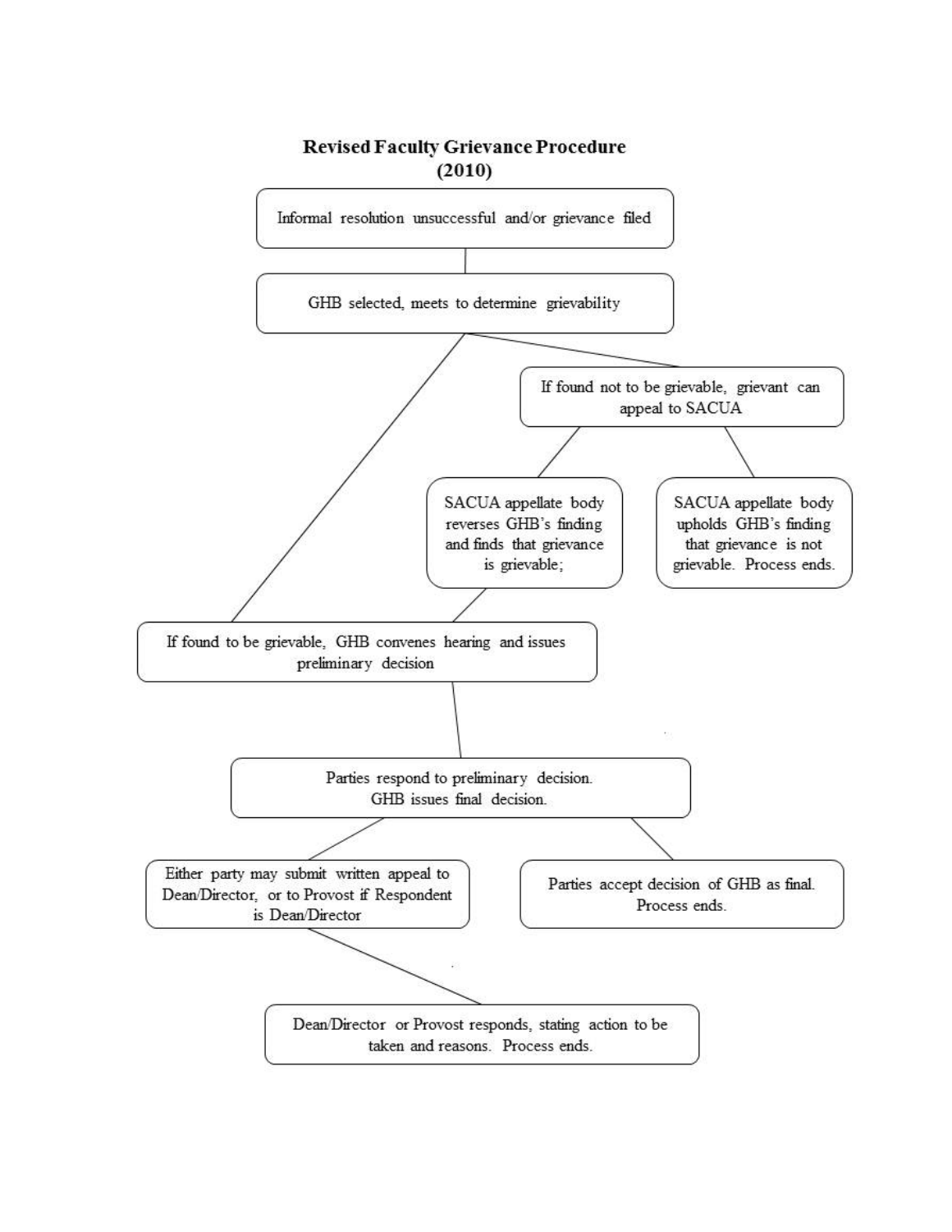## Revised Faculty Grievance Procedure (2010)

Informal resolution unsuccessful and/or grievance filed

GHB selected, meets to determine grievability

If found not to be grievable, grievant can appeal to SACUA

SACUA appellate body reverses GHB's finding and finds that grievance is grievable;

SACUA appellate body upholds GHB's finding that grievance is not grievable. Process ends.

If found to be grievable, GHB convenes hearing and issues preliminary decision

Parties respond to preliminary decision. GHB issues final decision.

Either party may submit written appeal to Dean/Director, or to Provost if Respondent is Dean/Director

Parties accept decision of GHB as final. Process ends.

Dean/Director or Provost responds, stating action to be taken and reasons. Process ends.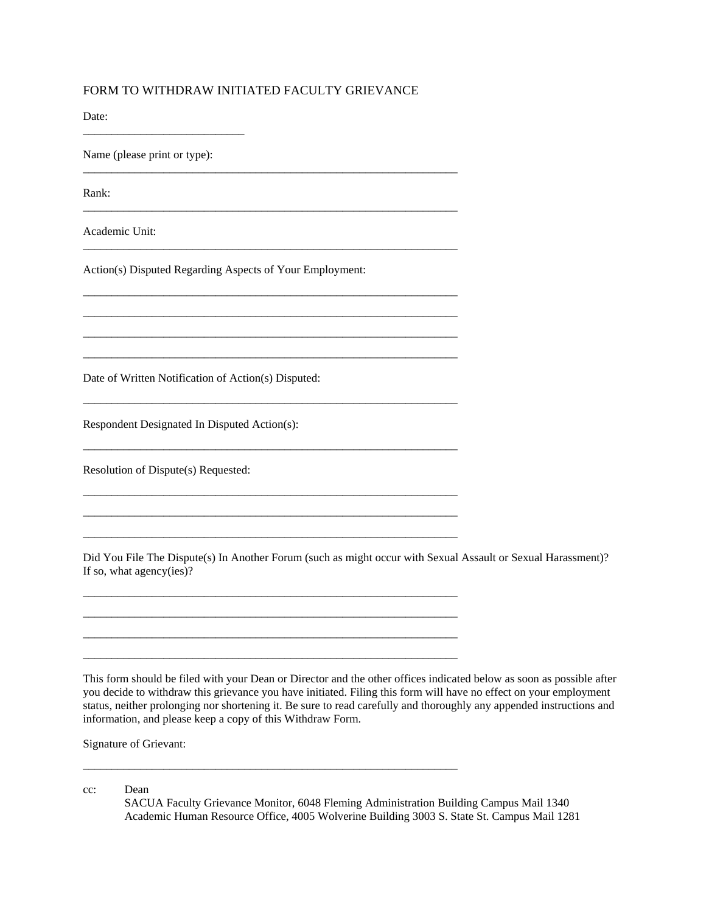# FORM TO WITHDRAW INITIATED FACULTY GRIEVANCE

Date:

___________________________

Name (please print or type):

_______________________________________________________________

Rank:

_______________________________________________________________

Academic Unit:

_______________________________________________________________

Action(s) Disputed Regarding Aspects of Your Employment:

_______________________________________________________________

_______________________________________________________________

_______________________________________________________________

_______________________________________________________________

Date of Written Notification of Action(s) Disputed:

_______________________________________________________________

Respondent Designated In Disputed Action(s):

_______________________________________________________________

Resolution of Dispute(s) Requested:

_______________________________________________________________

_______________________________________________________________

_______________________________________________________________

Did You File The Dispute(s) In Another Forum (such as might occur with Sexual Assault or Sexual Harassment)? If so, what agency(ies)?

_______________________________________________________________

_______________________________________________________________

_______________________________________________________________

_______________________________________________________________

This form should be filed with your Dean or Director and the other offices indicated below as soon as possible after you decide to withdraw this grievance you have initiated. Filing this form will have no effect on your employment status, neither prolonging nor shortening it. Be sure to read carefully and thoroughly any appended instructions and information, and please keep a copy of this Withdraw Form.

Signature of Grievant:

_______________________________________________________________

cc: Dean
SACUA Faculty Grievance Monitor, 6048 Fleming Administration Building Campus Mail 1340
Academic Human Resource Office, 4005 Wolverine Building 3003 S. State St. Campus Mail 1281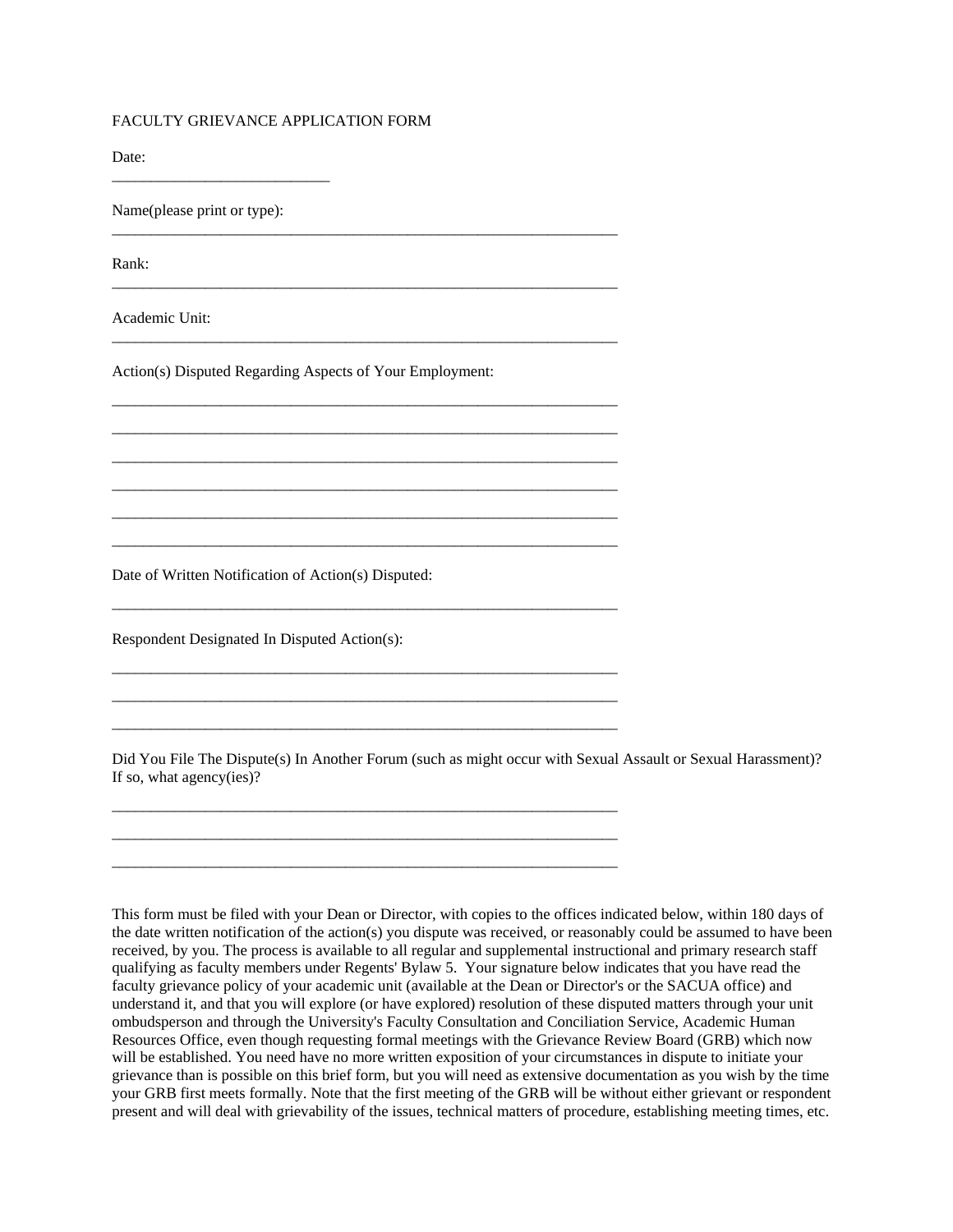FACULTY GRIEVANCE APPLICATION FORM

Date:

____________________________

Name(please print or type):

_________________________________________________________________

Rank:

_________________________________________________________________

Academic Unit:

_________________________________________________________________

Action(s) Disputed Regarding Aspects of Your Employment:

_________________________________________________________________

_________________________________________________________________

_________________________________________________________________

_________________________________________________________________

_________________________________________________________________

_________________________________________________________________

Date of Written Notification of Action(s) Disputed:

_________________________________________________________________

Respondent Designated In Disputed Action(s):

_________________________________________________________________

_________________________________________________________________

_________________________________________________________________

Did You File The Dispute(s) In Another Forum (such as might occur with Sexual Assault or Sexual Harassment)? If so, what agency(ies)?

_________________________________________________________________

_________________________________________________________________

_________________________________________________________________

This form must be filed with your Dean or Director, with copies to the offices indicated below, within 180 days of the date written notification of the action(s) you dispute was received, or reasonably could be assumed to have been received, by you. The process is available to all regular and supplemental instructional and primary research staff qualifying as faculty members under Regents' Bylaw 5. Your signature below indicates that you have read the faculty grievance policy of your academic unit (available at the Dean or Director's or the SACUA office) and understand it, and that you will explore (or have explored) resolution of these disputed matters through your unit ombudsperson and through the University's Faculty Consultation and Conciliation Service, Academic Human Resources Office, even though requesting formal meetings with the Grievance Review Board (GRB) which now will be established. You need have no more written exposition of your circumstances in dispute to initiate your grievance than is possible on this brief form, but you will need as extensive documentation as you wish by the time your GRB first meets formally. Note that the first meeting of the GRB will be without either grievant or respondent present and will deal with grievability of the issues, technical matters of procedure, establishing meeting times, etc.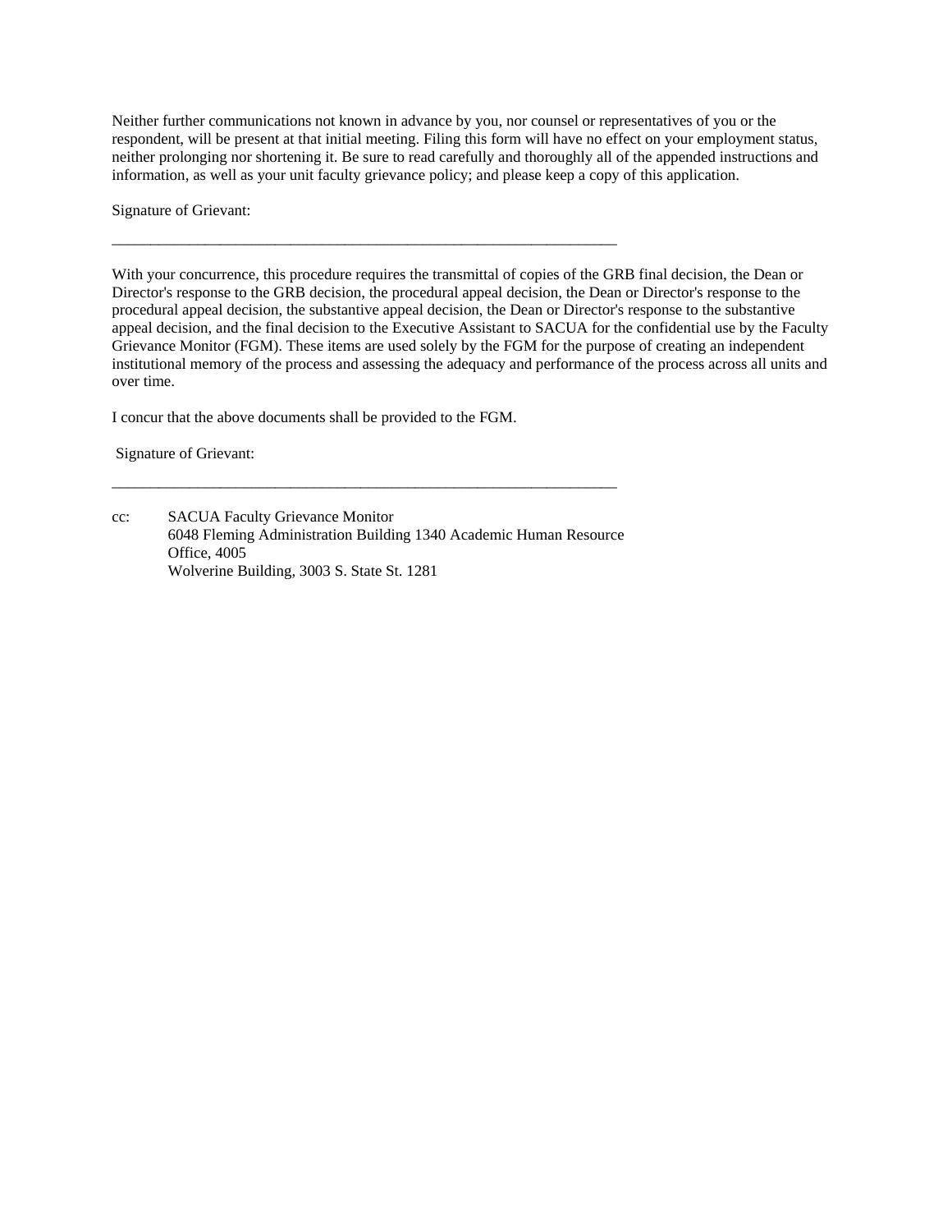Neither further communications not known in advance by you, nor counsel or representatives of you or the respondent, will be present at that initial meeting. Filing this form will have no effect on your employment status, neither prolonging nor shortening it. Be sure to read carefully and thoroughly all of the appended instructions and information, as well as your unit faculty grievance policy; and please keep a copy of this application.

Signature of Grievant:

______________________________________________________________

With your concurrence, this procedure requires the transmittal of copies of the GRB final decision, the Dean or Director's response to the GRB decision, the procedural appeal decision, the Dean or Director's response to the procedural appeal decision, the substantive appeal decision, the Dean or Director's response to the substantive appeal decision, and the final decision to the Executive Assistant to SACUA for the confidential use by the Faculty Grievance Monitor (FGM). These items are used solely by the FGM for the purpose of creating an independent institutional memory of the process and assessing the adequacy and performance of the process across all units and over time.

I concur that the above documents shall be provided to the FGM.

Signature of Grievant:

______________________________________________________________

cc: SACUA Faculty Grievance Monitor
6048 Fleming Administration Building 1340 Academic Human Resource Office, 4005
Wolverine Building, 3003 S. State St. 1281